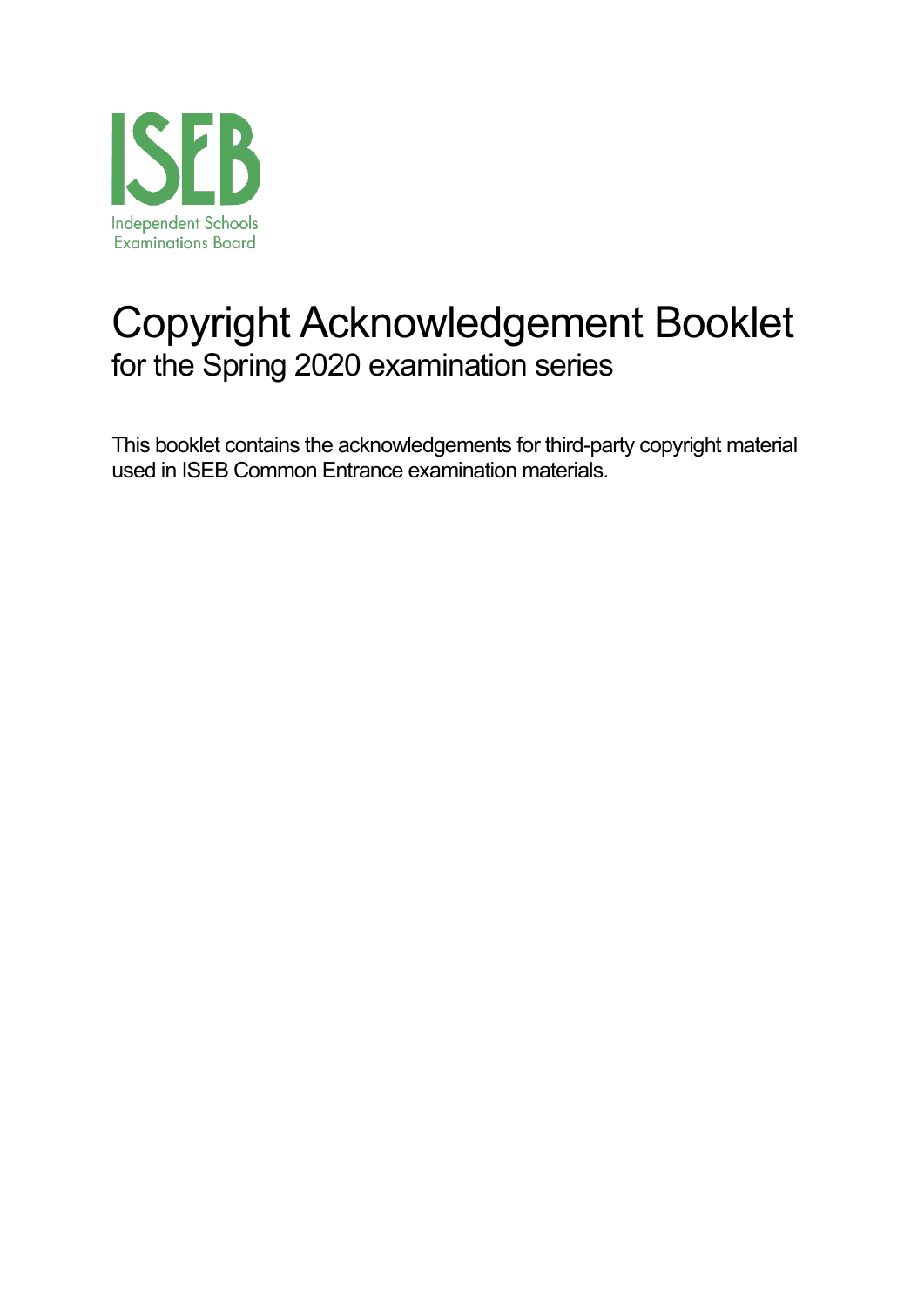ISEB

Independent Schools Examinations Board

# Copyright Acknowledgement Booklet

## for the Spring 2020 examination series

This booklet contains the acknowledgements for third-party copyright material used in ISEB Common Entrance examination materials.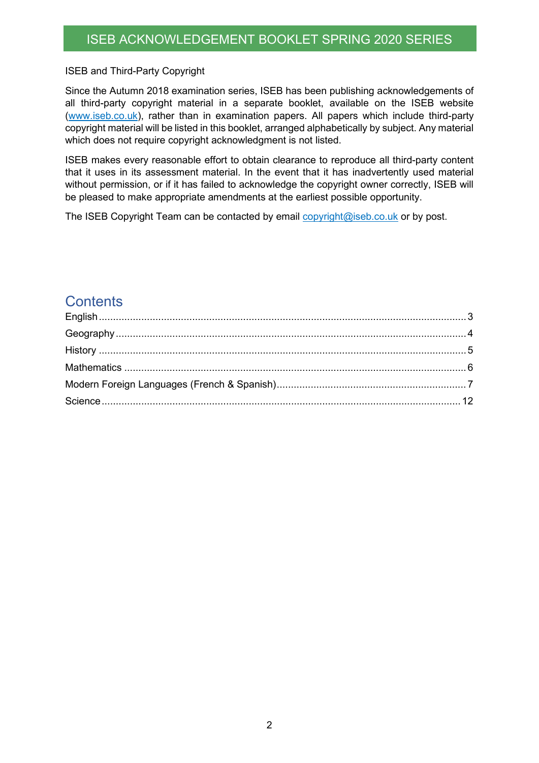# ISEB ACKNOWLEDGEMENT BOOKLET SPRING 2020 SERIES

ISEB and Third-Party Copyright

Since the Autumn 2018 examination series, ISEB has been publishing acknowledgements of all third-party copyright material in a separate booklet, available on the ISEB website (www.iseb.co.uk), rather than in examination papers. All papers which include third-party copyright material will be listed in this booklet, arranged alphabetically by subject. Any material which does not require copyright acknowledgment is not listed.

ISEB makes every reasonable effort to obtain clearance to reproduce all third-party content that it uses in its assessment material. In the event that it has inadvertently used material without permission, or if it has failed to acknowledge the copyright owner correctly, ISEB will be pleased to make appropriate amendments at the earliest possible opportunity.

The ISEB Copyright Team can be contacted by email copyright@iseb.co.uk or by post.

## Contents

English ........................................................ 3
Geography ..................................................... 4
History ........................................................ 5
Mathematics .................................................. 6
Modern Foreign Languages (French & Spanish) ............ 7
Science ....................................................... 12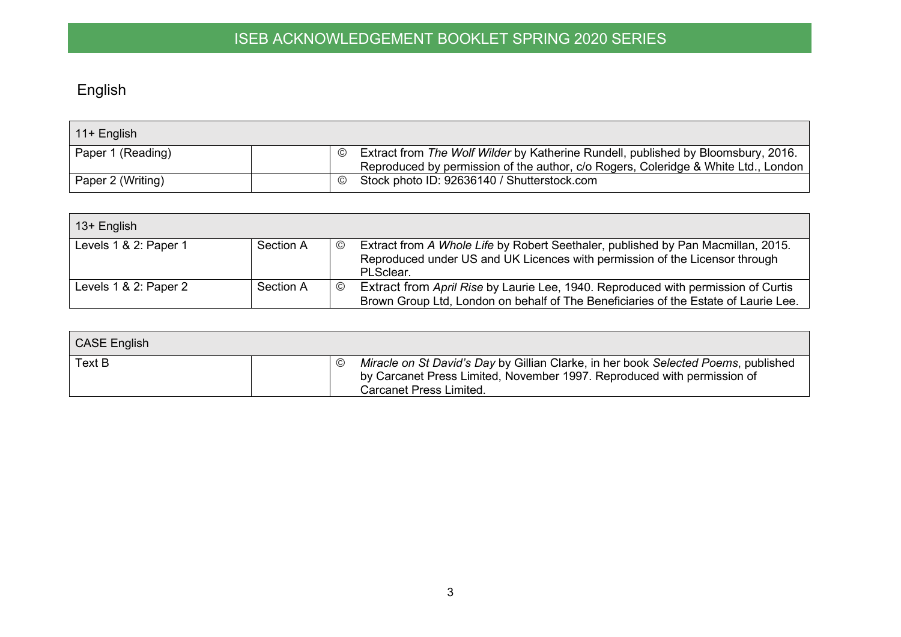ISEB ACKNOWLEDGEMENT BOOKLET SPRING 2020 SERIES

## English

| 11+ English | | | |
|---|---|---|---|
| Paper 1 (Reading) | | © | Extract from *The Wolf Wilder* by Katherine Rundell, published by Bloomsbury, 2016. Reproduced by permission of the author, c/o Rogers, Coleridge & White Ltd., London |
| Paper 2 (Writing) | | © | Stock photo ID: 92636140 / Shutterstock.com |

| 13+ English | | | |
|---|---|---|---|
| Levels 1 & 2: Paper 1 | Section A | © | Extract from *A Whole Life* by Robert Seethaler, published by Pan Macmillan, 2015. Reproduced under US and UK Licences with permission of the Licensor through PLSclear. |
| Levels 1 & 2: Paper 2 | Section A | © | Extract from *April Rise* by Laurie Lee, 1940. Reproduced with permission of Curtis Brown Group Ltd, London on behalf of The Beneficiaries of the Estate of Laurie Lee. |

| CASE English | | | |
|---|---|---|---|
| Text B | | © | *Miracle on St David's Day* by Gillian Clarke, in her book *Selected Poems*, published by Carcanet Press Limited, November 1997. Reproduced with permission of Carcanet Press Limited. |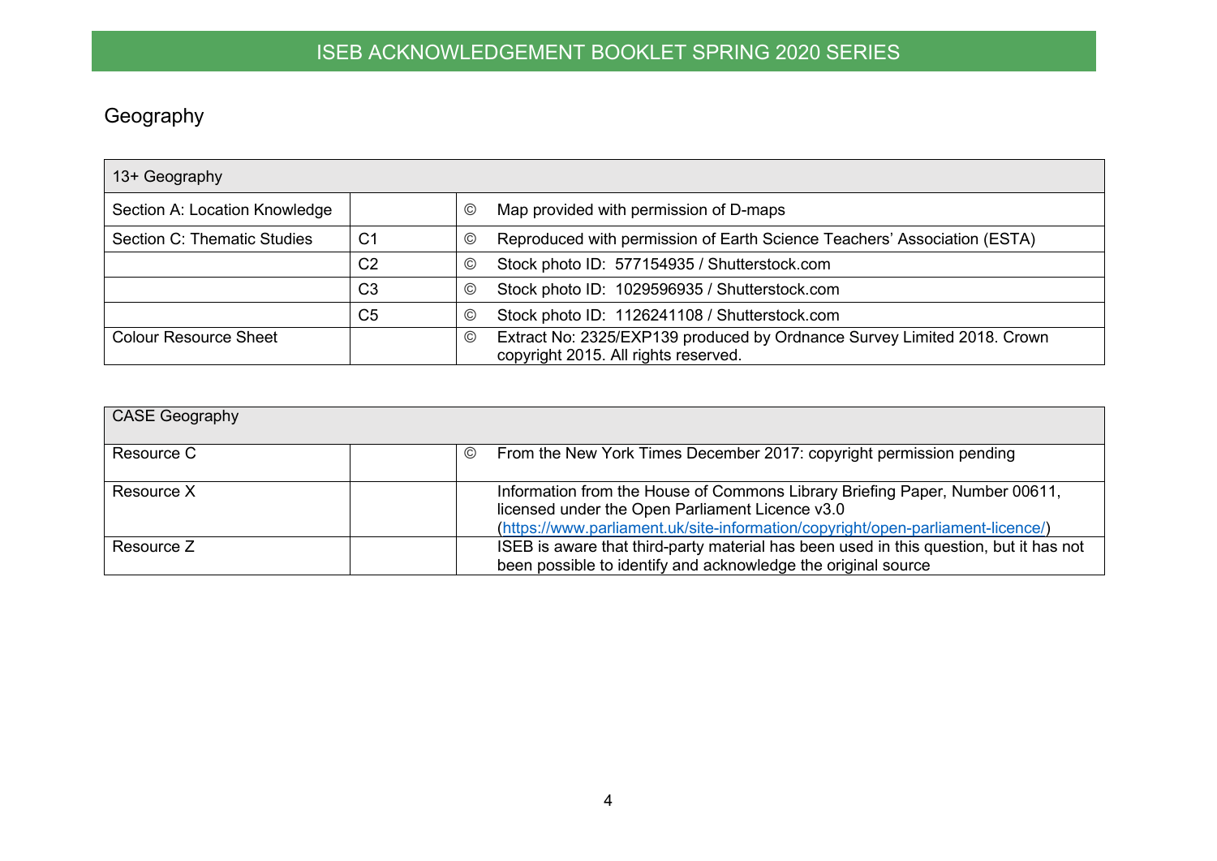## Geography

| 13+ Geography | | | |
|---|---|---|---|
| Section A: Location Knowledge | | © | Map provided with permission of D-maps |
| Section C: Thematic Studies | C1 | © | Reproduced with permission of Earth Science Teachers' Association (ESTA) |
| | C2 | © | Stock photo ID: 577154935 / Shutterstock.com |
| | C3 | © | Stock photo ID: 1029596935 / Shutterstock.com |
| | C5 | © | Stock photo ID: 1126241108 / Shutterstock.com |
| Colour Resource Sheet | | © | Extract No: 2325/EXP139 produced by Ordnance Survey Limited 2018. Crown copyright 2015. All rights reserved. |

| CASE Geography | | | |
|---|---|---|---|
| Resource C | | © | From the New York Times December 2017: copyright permission pending |
| Resource X | | | Information from the House of Commons Library Briefing Paper, Number 00611, licensed under the Open Parliament Licence v3.0 (https://www.parliament.uk/site-information/copyright/open-parliament-licence/) |
| Resource Z | | | ISEB is aware that third-party material has been used in this question, but it has not been possible to identify and acknowledge the original source |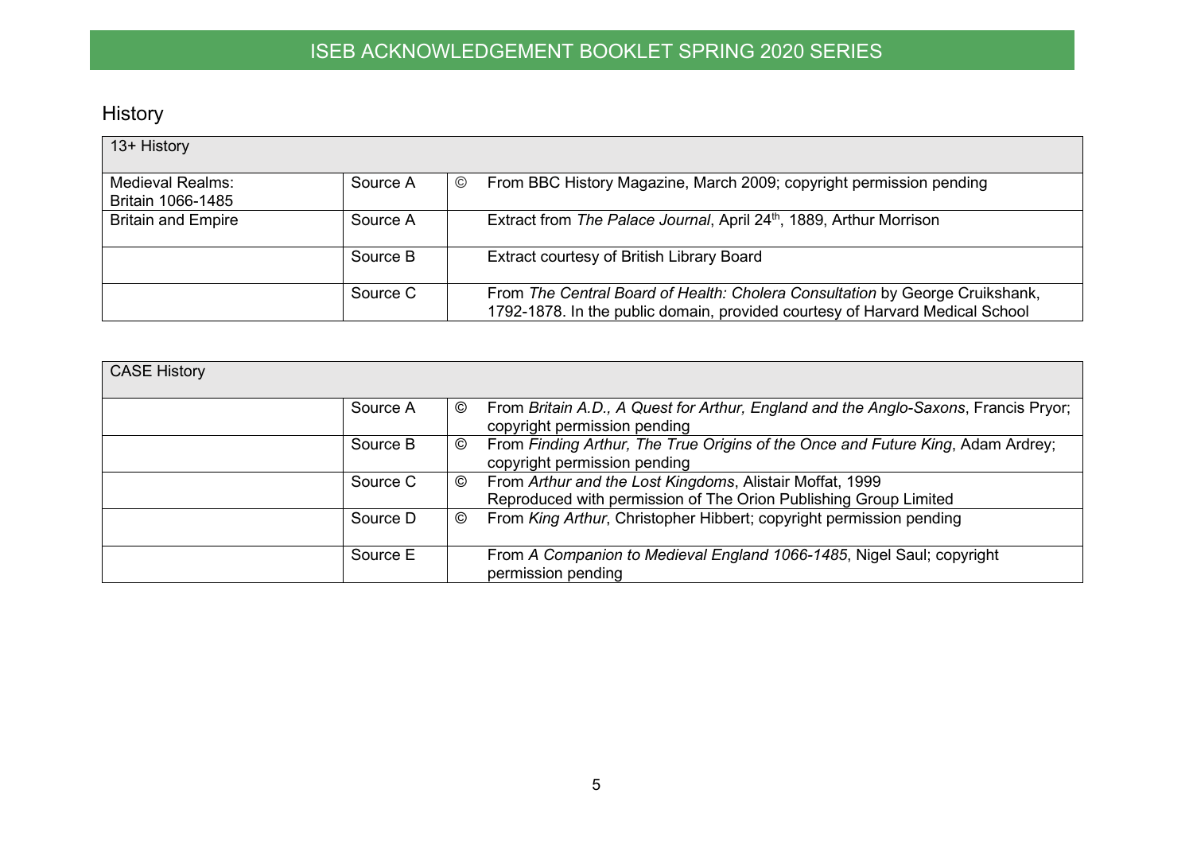## History

| 13+ History | | | |
|---|---|---|---|
| Medieval Realms: Britain 1066-1485 | Source A | © | From BBC History Magazine, March 2009; copyright permission pending |
| Britain and Empire | Source A | | Extract from *The Palace Journal*, April 24th, 1889, Arthur Morrison |
| | Source B | | Extract courtesy of British Library Board |
| | Source C | | From *The Central Board of Health: Cholera Consultation* by George Cruikshank, 1792-1878. In the public domain, provided courtesy of Harvard Medical School |

| CASE History | | | |
|---|---|---|---|
| | Source A | © | From *Britain A.D., A Quest for Arthur, England and the Anglo-Saxons*, Francis Pryor; copyright permission pending |
| | Source B | © | From *Finding Arthur, The True Origins of the Once and Future King*, Adam Ardrey; copyright permission pending |
| | Source C | © | From *Arthur and the Lost Kingdoms*, Alistair Moffat, 1999 Reproduced with permission of The Orion Publishing Group Limited |
| | Source D | © | From *King Arthur*, Christopher Hibbert; copyright permission pending |
| | Source E | | From *A Companion to Medieval England 1066-1485*, Nigel Saul; copyright permission pending |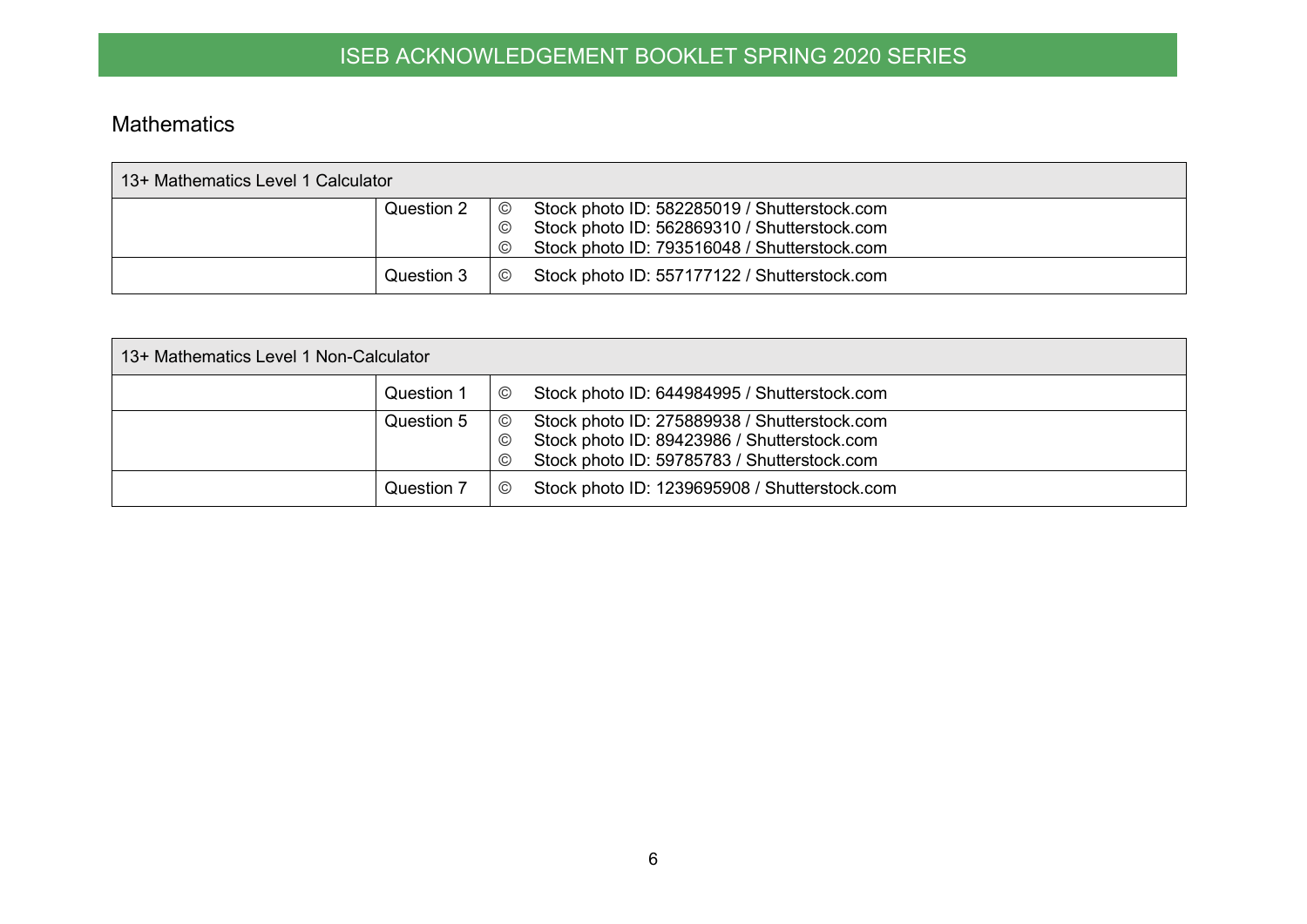## Mathematics

| 13+ Mathematics Level 1 Calculator | | |
|---|---|---|
| | Question 2 | © Stock photo ID: 582285019 / Shutterstock.com<br>© Stock photo ID: 562869310 / Shutterstock.com<br>© Stock photo ID: 793516048 / Shutterstock.com |
| | Question 3 | © Stock photo ID: 557177122 / Shutterstock.com |

| 13+ Mathematics Level 1 Non-Calculator | | |
|---|---|---|
| | Question 1 | © Stock photo ID: 644984995 / Shutterstock.com |
| | Question 5 | © Stock photo ID: 275889938 / Shutterstock.com<br>© Stock photo ID: 89423986 / Shutterstock.com<br>© Stock photo ID: 59785783 / Shutterstock.com |
| | Question 7 | © Stock photo ID: 1239695908 / Shutterstock.com |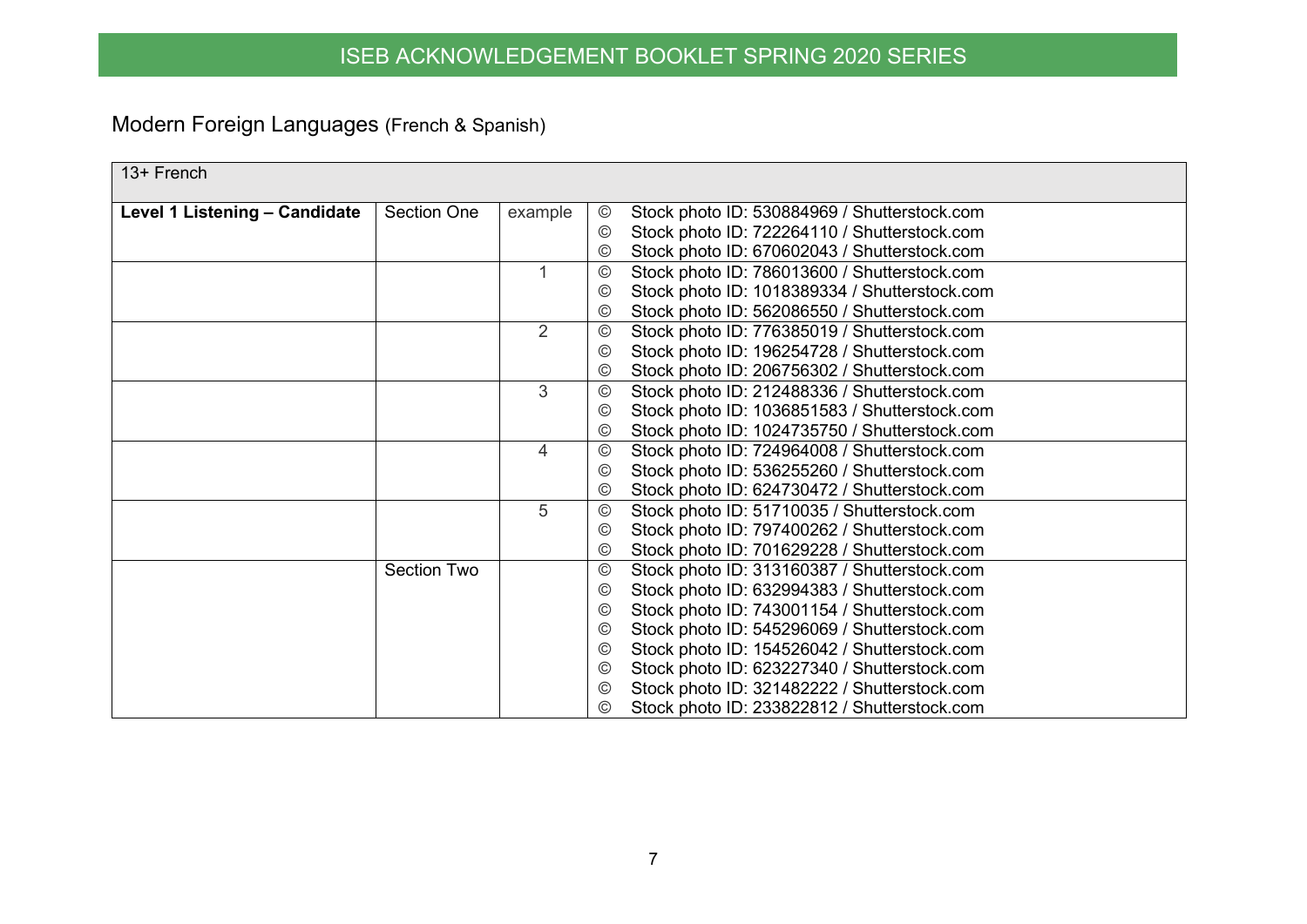## Modern Foreign Languages (French & Spanish)

| 13+ French | | | |
|---|---|---|---|
| **Level 1 Listening – Candidate** | Section One | example | © Stock photo ID: 530884969 / Shutterstock.com<br>© Stock photo ID: 722264110 / Shutterstock.com<br>© Stock photo ID: 670602043 / Shutterstock.com |
| | | 1 | © Stock photo ID: 786013600 / Shutterstock.com<br>© Stock photo ID: 1018389334 / Shutterstock.com<br>© Stock photo ID: 562086550 / Shutterstock.com |
| | | 2 | © Stock photo ID: 776385019 / Shutterstock.com<br>© Stock photo ID: 196254728 / Shutterstock.com<br>© Stock photo ID: 206756302 / Shutterstock.com |
| | | 3 | © Stock photo ID: 212488336 / Shutterstock.com<br>© Stock photo ID: 1036851583 / Shutterstock.com<br>© Stock photo ID: 1024735750 / Shutterstock.com |
| | | 4 | © Stock photo ID: 724964008 / Shutterstock.com<br>© Stock photo ID: 536255260 / Shutterstock.com<br>© Stock photo ID: 624730472 / Shutterstock.com |
| | | 5 | © Stock photo ID: 51710035 / Shutterstock.com<br>© Stock photo ID: 797400262 / Shutterstock.com<br>© Stock photo ID: 701629228 / Shutterstock.com |
| | Section Two | | © Stock photo ID: 313160387 / Shutterstock.com<br>© Stock photo ID: 632994383 / Shutterstock.com<br>© Stock photo ID: 743001154 / Shutterstock.com<br>© Stock photo ID: 545296069 / Shutterstock.com<br>© Stock photo ID: 154526042 / Shutterstock.com<br>© Stock photo ID: 623227340 / Shutterstock.com<br>© Stock photo ID: 321482222 / Shutterstock.com<br>© Stock photo ID: 233822812 / Shutterstock.com |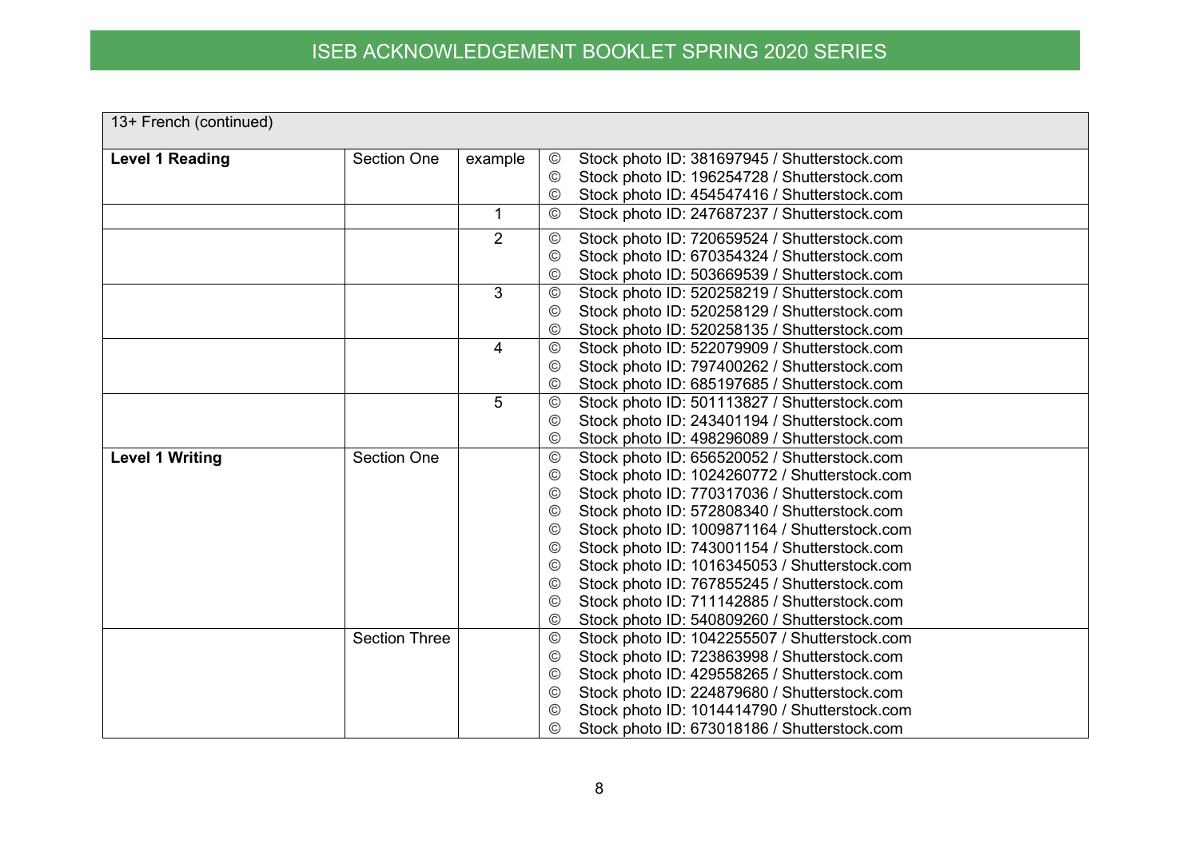| 13+ French (continued) | | | |
|---|---|---|---|
| **Level 1 Reading** | Section One | example | © Stock photo ID: 381697945 / Shutterstock.com<br>© Stock photo ID: 196254728 / Shutterstock.com<br>© Stock photo ID: 454547416 / Shutterstock.com |
| | | 1 | © Stock photo ID: 247687237 / Shutterstock.com |
| | | 2 | © Stock photo ID: 720659524 / Shutterstock.com<br>© Stock photo ID: 670354324 / Shutterstock.com<br>© Stock photo ID: 503669539 / Shutterstock.com |
| | | 3 | © Stock photo ID: 520258219 / Shutterstock.com<br>© Stock photo ID: 520258129 / Shutterstock.com<br>© Stock photo ID: 520258135 / Shutterstock.com |
| | | 4 | © Stock photo ID: 522079909 / Shutterstock.com<br>© Stock photo ID: 797400262 / Shutterstock.com<br>© Stock photo ID: 685197685 / Shutterstock.com |
| | | 5 | © Stock photo ID: 501113827 / Shutterstock.com<br>© Stock photo ID: 243401194 / Shutterstock.com<br>© Stock photo ID: 498296089 / Shutterstock.com |
| **Level 1 Writing** | Section One | | © Stock photo ID: 656520052 / Shutterstock.com<br>© Stock photo ID: 1024260772 / Shutterstock.com<br>© Stock photo ID: 770317036 / Shutterstock.com<br>© Stock photo ID: 572808340 / Shutterstock.com<br>© Stock photo ID: 1009871164 / Shutterstock.com<br>© Stock photo ID: 743001154 / Shutterstock.com<br>© Stock photo ID: 1016345053 / Shutterstock.com<br>© Stock photo ID: 767855245 / Shutterstock.com<br>© Stock photo ID: 711142885 / Shutterstock.com<br>© Stock photo ID: 540809260 / Shutterstock.com |
| | Section Three | | © Stock photo ID: 1042255507 / Shutterstock.com<br>© Stock photo ID: 723863998 / Shutterstock.com<br>© Stock photo ID: 429558265 / Shutterstock.com<br>© Stock photo ID: 224879680 / Shutterstock.com<br>© Stock photo ID: 1014414790 / Shutterstock.com<br>© Stock photo ID: 673018186 / Shutterstock.com |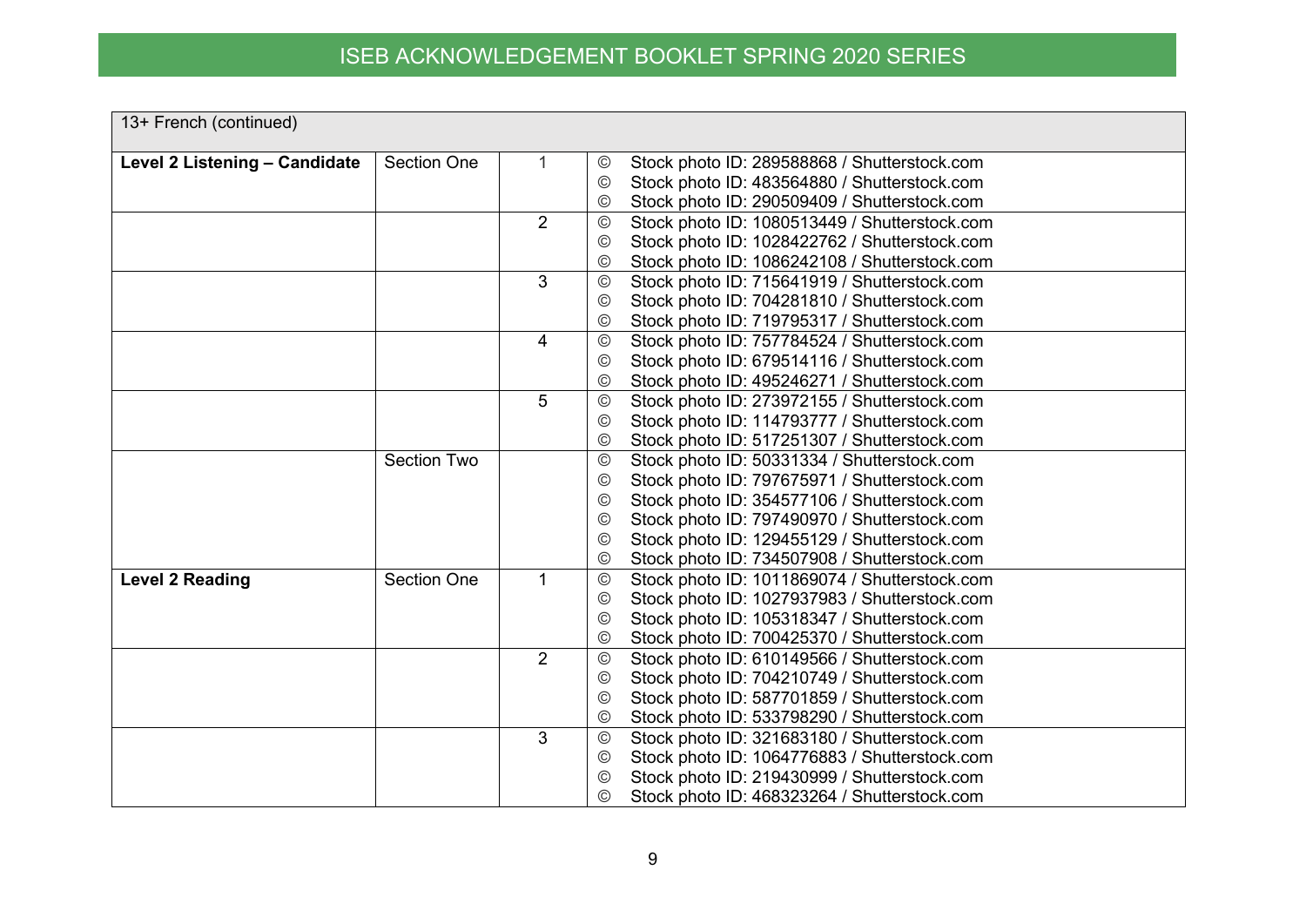# ISEB ACKNOWLEDGEMENT BOOKLET SPRING 2020 SERIES

| 13+ French (continued) | | | |
|---|---|---|---|
| **Level 2 Listening – Candidate** | Section One | 1 | © Stock photo ID: 289588868 / Shutterstock.com<br>© Stock photo ID: 483564880 / Shutterstock.com<br>© Stock photo ID: 290509409 / Shutterstock.com |
| | | 2 | © Stock photo ID: 1080513449 / Shutterstock.com<br>© Stock photo ID: 1028422762 / Shutterstock.com<br>© Stock photo ID: 1086242108 / Shutterstock.com |
| | | 3 | © Stock photo ID: 715641919 / Shutterstock.com<br>© Stock photo ID: 704281810 / Shutterstock.com<br>© Stock photo ID: 719795317 / Shutterstock.com |
| | | 4 | © Stock photo ID: 757784524 / Shutterstock.com<br>© Stock photo ID: 679514116 / Shutterstock.com<br>© Stock photo ID: 495246271 / Shutterstock.com |
| | | 5 | © Stock photo ID: 273972155 / Shutterstock.com<br>© Stock photo ID: 114793777 / Shutterstock.com<br>© Stock photo ID: 517251307 / Shutterstock.com |
| | Section Two | | © Stock photo ID: 50331334 / Shutterstock.com<br>© Stock photo ID: 797675971 / Shutterstock.com<br>© Stock photo ID: 354577106 / Shutterstock.com<br>© Stock photo ID: 797490970 / Shutterstock.com<br>© Stock photo ID: 129455129 / Shutterstock.com<br>© Stock photo ID: 734507908 / Shutterstock.com |
| **Level 2 Reading** | Section One | 1 | © Stock photo ID: 1011869074 / Shutterstock.com<br>© Stock photo ID: 1027937983 / Shutterstock.com<br>© Stock photo ID: 105318347 / Shutterstock.com<br>© Stock photo ID: 700425370 / Shutterstock.com |
| | | 2 | © Stock photo ID: 610149566 / Shutterstock.com<br>© Stock photo ID: 704210749 / Shutterstock.com<br>© Stock photo ID: 587701859 / Shutterstock.com<br>© Stock photo ID: 533798290 / Shutterstock.com |
| | | 3 | © Stock photo ID: 321683180 / Shutterstock.com<br>© Stock photo ID: 1064776883 / Shutterstock.com<br>© Stock photo ID: 219430999 / Shutterstock.com<br>© Stock photo ID: 468323264 / Shutterstock.com |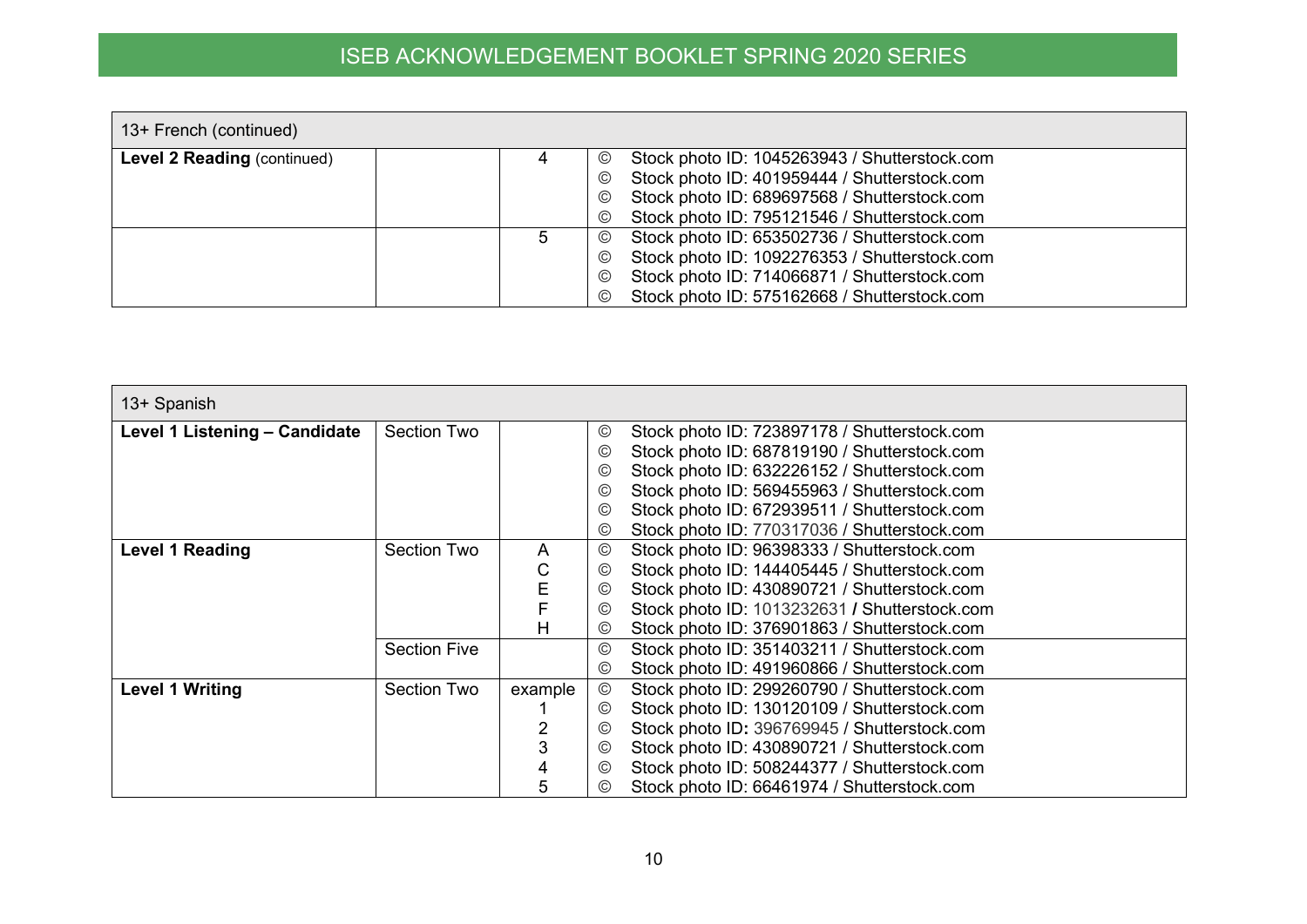| 13+ French (continued) | | | |
|---|---|---|---|
| **Level 2 Reading** (continued) | | 4 | © Stock photo ID: 1045263943 / Shutterstock.com<br>© Stock photo ID: 401959444 / Shutterstock.com<br>© Stock photo ID: 689697568 / Shutterstock.com<br>© Stock photo ID: 795121546 / Shutterstock.com |
| | | 5 | © Stock photo ID: 653502736 / Shutterstock.com<br>© Stock photo ID: 1092276353 / Shutterstock.com<br>© Stock photo ID: 714066871 / Shutterstock.com<br>© Stock photo ID: 575162668 / Shutterstock.com |

| 13+ Spanish | | | |
|---|---|---|---|
| **Level 1 Listening – Candidate** | Section Two | | © Stock photo ID: 723897178 / Shutterstock.com<br>© Stock photo ID: 687819190 / Shutterstock.com<br>© Stock photo ID: 632226152 / Shutterstock.com<br>© Stock photo ID: 569455963 / Shutterstock.com<br>© Stock photo ID: 672939511 / Shutterstock.com<br>© Stock photo ID: 770317036 / Shutterstock.com |
| **Level 1 Reading** | Section Two | A<br>C<br>E<br>F<br>H | © Stock photo ID: 96398333 / Shutterstock.com<br>© Stock photo ID: 144405445 / Shutterstock.com<br>© Stock photo ID: 430890721 / Shutterstock.com<br>© Stock photo ID: 1013232631 / Shutterstock.com<br>© Stock photo ID: 376901863 / Shutterstock.com |
| | Section Five | | © Stock photo ID: 351403211 / Shutterstock.com<br>© Stock photo ID: 491960866 / Shutterstock.com |
| **Level 1 Writing** | Section Two | example<br>1<br>2<br>3<br>4<br>5 | © Stock photo ID: 299260790 / Shutterstock.com<br>© Stock photo ID: 130120109 / Shutterstock.com<br>© Stock photo ID: 396769945 / Shutterstock.com<br>© Stock photo ID: 430890721 / Shutterstock.com<br>© Stock photo ID: 508244377 / Shutterstock.com<br>© Stock photo ID: 66461974 / Shutterstock.com |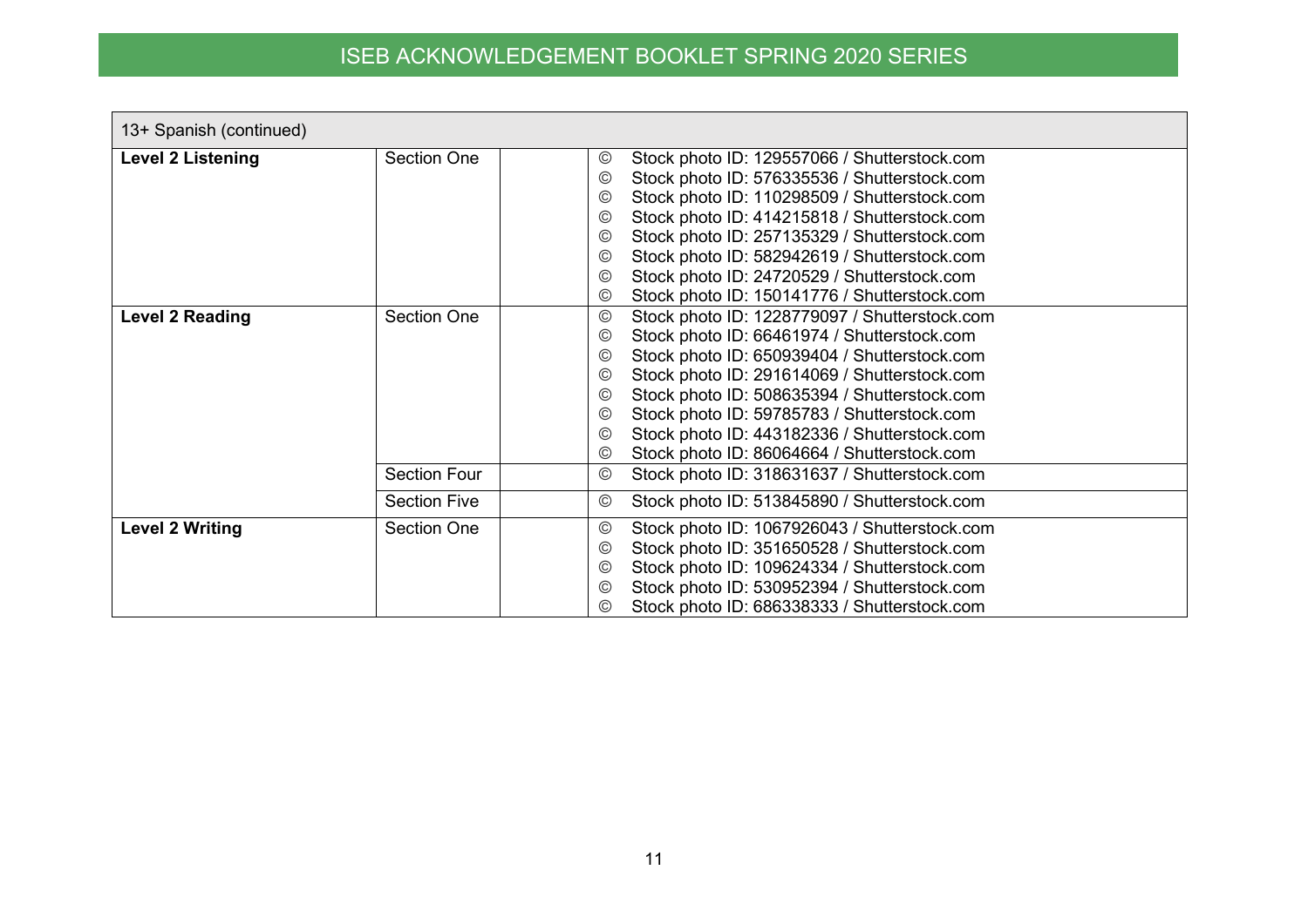| 13+ Spanish (continued) | | | |
|---|---|---|---|
| **Level 2 Listening** | Section One | | © Stock photo ID: 129557066 / Shutterstock.com<br>© Stock photo ID: 576335536 / Shutterstock.com<br>© Stock photo ID: 110298509 / Shutterstock.com<br>© Stock photo ID: 414215818 / Shutterstock.com<br>© Stock photo ID: 257135329 / Shutterstock.com<br>© Stock photo ID: 582942619 / Shutterstock.com<br>© Stock photo ID: 24720529 / Shutterstock.com<br>© Stock photo ID: 150141776 / Shutterstock.com |
| **Level 2 Reading** | Section One | | © Stock photo ID: 1228779097 / Shutterstock.com<br>© Stock photo ID: 66461974 / Shutterstock.com<br>© Stock photo ID: 650939404 / Shutterstock.com<br>© Stock photo ID: 291614069 / Shutterstock.com<br>© Stock photo ID: 508635394 / Shutterstock.com<br>© Stock photo ID: 59785783 / Shutterstock.com<br>© Stock photo ID: 443182336 / Shutterstock.com<br>© Stock photo ID: 86064664 / Shutterstock.com |
| | Section Four | | © Stock photo ID: 318631637 / Shutterstock.com |
| | Section Five | | © Stock photo ID: 513845890 / Shutterstock.com |
| **Level 2 Writing** | Section One | | © Stock photo ID: 1067926043 / Shutterstock.com<br>© Stock photo ID: 351650528 / Shutterstock.com<br>© Stock photo ID: 109624334 / Shutterstock.com<br>© Stock photo ID: 530952394 / Shutterstock.com<br>© Stock photo ID: 686338333 / Shutterstock.com |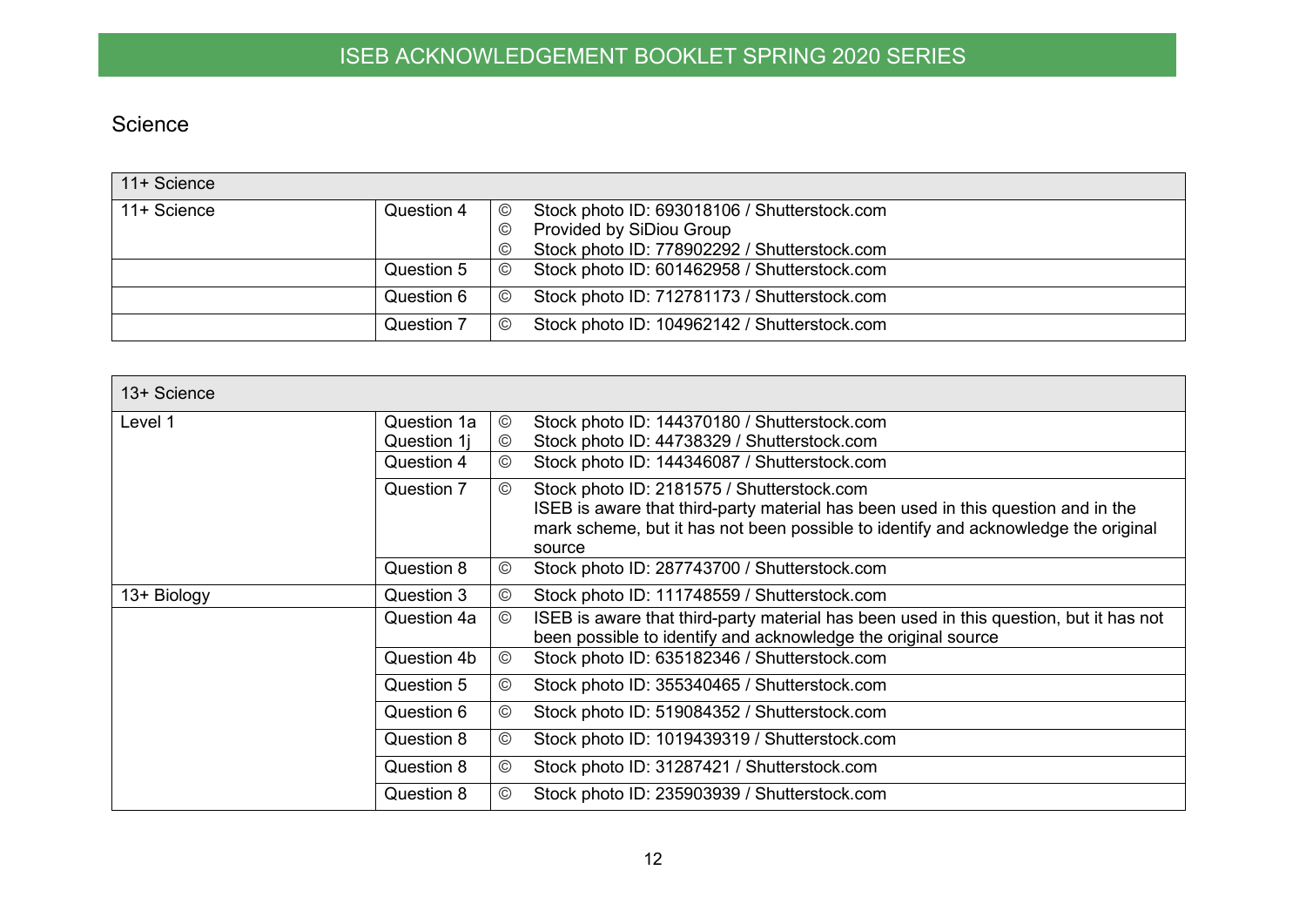## Science

| 11+ Science | | | |
|---|---|---|---|
| 11+ Science | Question 4 | ©<br>©<br>© | Stock photo ID: 693018106 / Shutterstock.com<br>Provided by SiDiou Group<br>Stock photo ID: 778902292 / Shutterstock.com |
| | Question 5 | © | Stock photo ID: 601462958 / Shutterstock.com |
| | Question 6 | © | Stock photo ID: 712781173 / Shutterstock.com |
| | Question 7 | © | Stock photo ID: 104962142 / Shutterstock.com |

| 13+ Science | | | |
|---|---|---|---|
| Level 1 | Question 1a<br>Question 1j | ©<br>© | Stock photo ID: 144370180 / Shutterstock.com<br>Stock photo ID: 44738329 / Shutterstock.com |
| | Question 4 | © | Stock photo ID: 144346087 / Shutterstock.com |
| | Question 7 | © | Stock photo ID: 2181575 / Shutterstock.com<br>ISEB is aware that third-party material has been used in this question and in the mark scheme, but it has not been possible to identify and acknowledge the original source |
| | Question 8 | © | Stock photo ID: 287743700 / Shutterstock.com |
| 13+ Biology | Question 3 | © | Stock photo ID: 111748559 / Shutterstock.com |
| | Question 4a | © | ISEB is aware that third-party material has been used in this question, but it has not been possible to identify and acknowledge the original source |
| | Question 4b | © | Stock photo ID: 635182346 / Shutterstock.com |
| | Question 5 | © | Stock photo ID: 355340465 / Shutterstock.com |
| | Question 6 | © | Stock photo ID: 519084352 / Shutterstock.com |
| | Question 8 | © | Stock photo ID: 1019439319 / Shutterstock.com |
| | Question 8 | © | Stock photo ID: 31287421 / Shutterstock.com |
| | Question 8 | © | Stock photo ID: 235903939 / Shutterstock.com |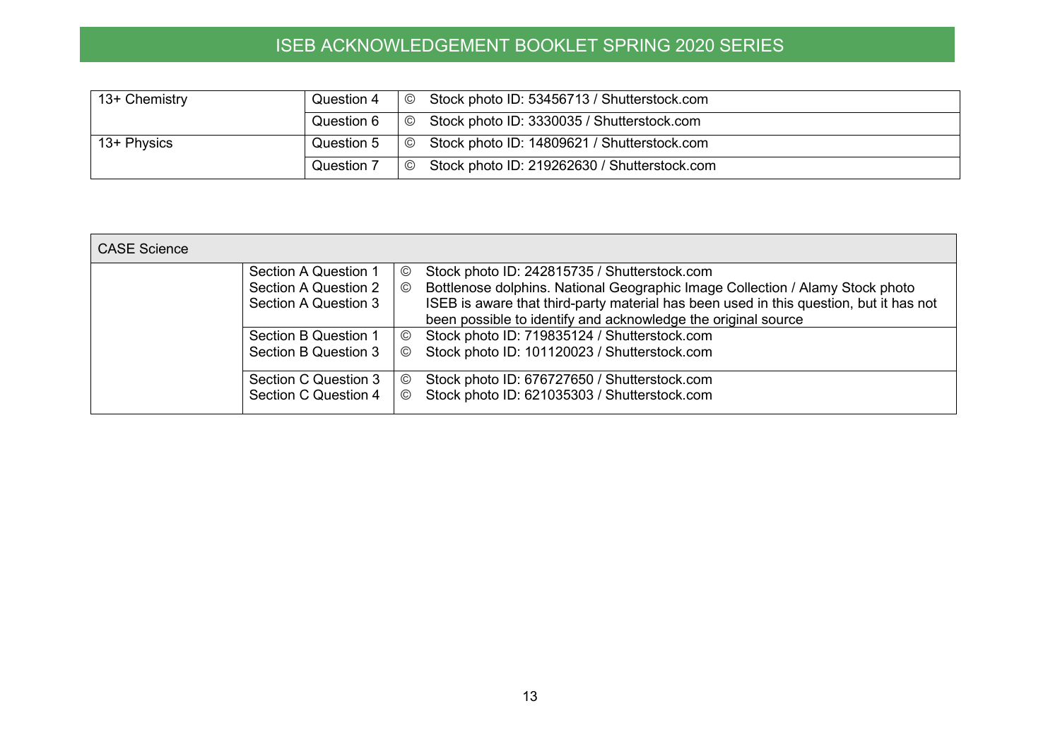| | | |
|---|---|---|
| 13+ Chemistry | Question 4 | © Stock photo ID: 53456713 / Shutterstock.com |
| | Question 6 | © Stock photo ID: 3330035 / Shutterstock.com |
| 13+ Physics | Question 5 | © Stock photo ID: 14809621 / Shutterstock.com |
| | Question 7 | © Stock photo ID: 219262630 / Shutterstock.com |

| CASE Science | | |
|---|---|---|
| | Section A Question 1 | © Stock photo ID: 242815735 / Shutterstock.com |
| | Section A Question 2 | © Bottlenose dolphins. National Geographic Image Collection / Alamy Stock photo |
| | Section A Question 3 | ISEB is aware that third-party material has been used in this question, but it has not been possible to identify and acknowledge the original source |
| | Section B Question 1 | © Stock photo ID: 719835124 / Shutterstock.com |
| | Section B Question 3 | © Stock photo ID: 101120023 / Shutterstock.com |
| | Section C Question 3 | © Stock photo ID: 676727650 / Shutterstock.com |
| | Section C Question 4 | © Stock photo ID: 621035303 / Shutterstock.com |